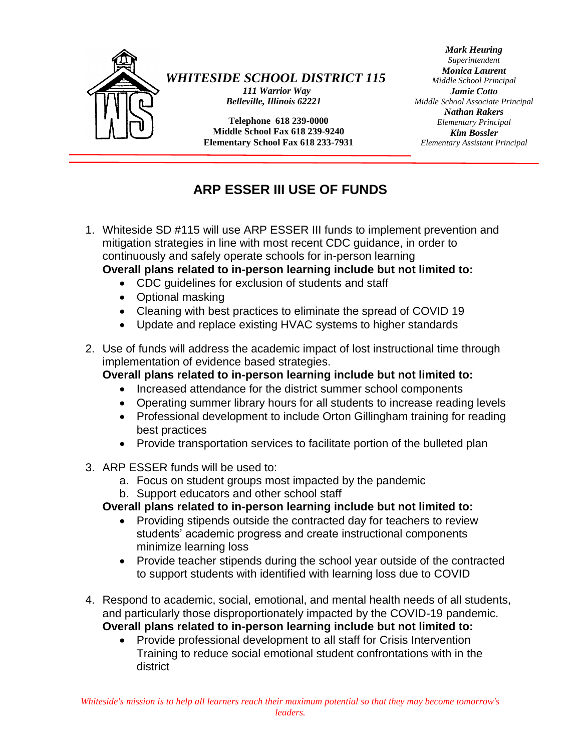*WHITESIDE SCHOOL DISTRICT 115*

*111 Warrior Way*
*Belleville, Illinois 62221*

**Telephone 618 239-0000**
**Middle School Fax 618 239-9240**
**Elementary School Fax 618 233-7931**

***Mark Heuring***
*Superintendent*
***Monica Laurent***
*Middle School Principal*
***Jamie Cotto***
*Middle School Associate Principal*
***Nathan Rakers***
*Elementary Principal*
***Kim Bossler***
*Elementary Assistant Principal*

# ARP ESSER III USE OF FUNDS

1. Whiteside SD #115 will use ARP ESSER III funds to implement prevention and mitigation strategies in line with most recent CDC guidance, in order to continuously and safely operate schools for in-person learning
   **Overall plans related to in-person learning include but not limited to:**
   - CDC guidelines for exclusion of students and staff
   - Optional masking
   - Cleaning with best practices to eliminate the spread of COVID 19
   - Update and replace existing HVAC systems to higher standards

2. Use of funds will address the academic impact of lost instructional time through implementation of evidence based strategies.
   **Overall plans related to in-person learning include but not limited to:**
   - Increased attendance for the district summer school components
   - Operating summer library hours for all students to increase reading levels
   - Professional development to include Orton Gillingham training for reading best practices
   - Provide transportation services to facilitate portion of the bulleted plan

3. ARP ESSER funds will be used to:
   a. Focus on student groups most impacted by the pandemic
   b. Support educators and other school staff
   **Overall plans related to in-person learning include but not limited to:**
   - Providing stipends outside the contracted day for teachers to review students' academic progress and create instructional components minimize learning loss
   - Provide teacher stipends during the school year outside of the contracted to support students with identified with learning loss due to COVID

4. Respond to academic, social, emotional, and mental health needs of all students, and particularly those disproportionately impacted by the COVID-19 pandemic.
   **Overall plans related to in-person learning include but not limited to:**
   - Provide professional development to all staff for Crisis Intervention Training to reduce social emotional student confrontations with in the district

*Whiteside's mission is to help all learners reach their maximum potential so that they may become tomorrow's leaders.*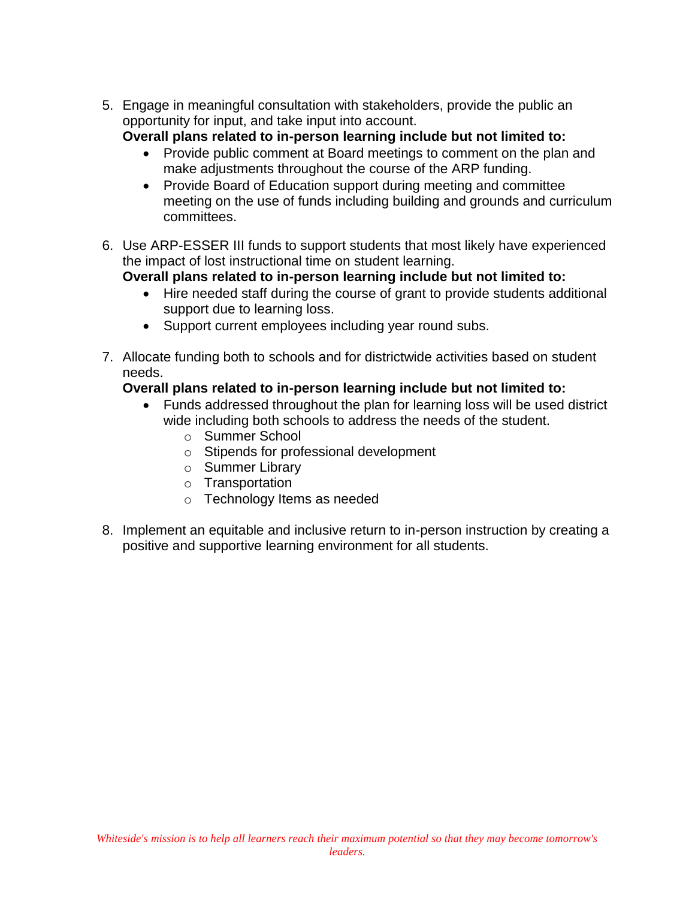5. Engage in meaningful consultation with stakeholders, provide the public an opportunity for input, and take input into account.
   **Overall plans related to in-person learning include but not limited to:**
   - Provide public comment at Board meetings to comment on the plan and make adjustments throughout the course of the ARP funding.
   - Provide Board of Education support during meeting and committee meeting on the use of funds including building and grounds and curriculum committees.

6. Use ARP-ESSER III funds to support students that most likely have experienced the impact of lost instructional time on student learning.
   **Overall plans related to in-person learning include but not limited to:**
   - Hire needed staff during the course of grant to provide students additional support due to learning loss.
   - Support current employees including year round subs.

7. Allocate funding both to schools and for districtwide activities based on student needs.
   **Overall plans related to in-person learning include but not limited to:**
   - Funds addressed throughout the plan for learning loss will be used district wide including both schools to address the needs of the student.
     - Summer School
     - Stipends for professional development
     - Summer Library
     - Transportation
     - Technology Items as needed

8. Implement an equitable and inclusive return to in-person instruction by creating a positive and supportive learning environment for all students.